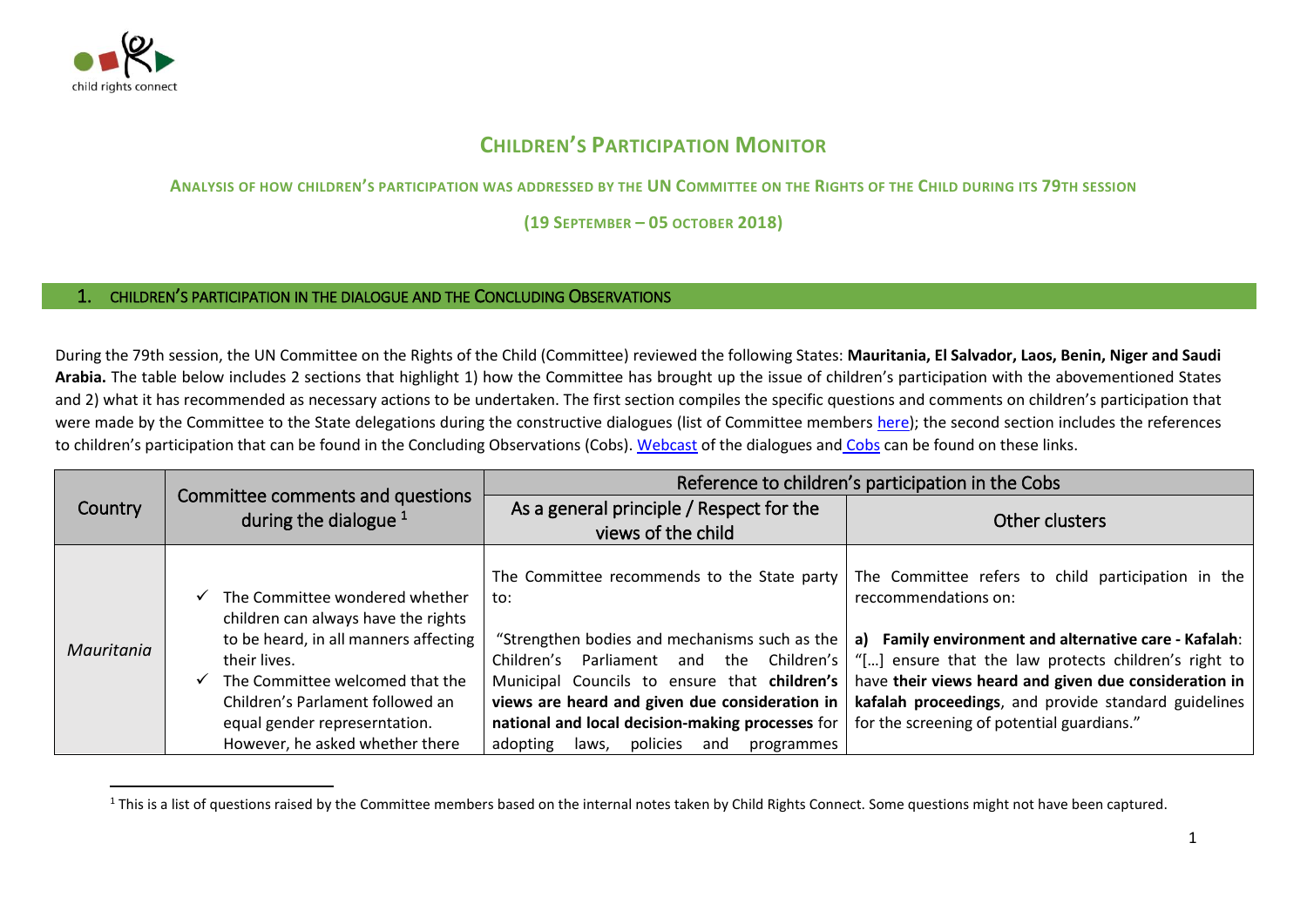# CHILDREN'S PARTICIPATION MONITOR

## ANALYSIS OF HOW CHILDREN'S PARTICIPATION WAS ADDRESSED BY THE UN COMMITTEE ON THE RIGHTS OF THE CHILD DURING ITS 79TH SESSION

**(19 SEPTEMBER – 05 OCTOBER 2018)**

## 1. CHILDREN'S PARTICIPATION IN THE DIALOGUE AND THE CONCLUDING OBSERVATIONS

During the 79th session, the UN Committee on the Rights of the Child (Committee) reviewed the following States: **Mauritania, El Salvador, Laos, Benin, Niger and Saudi Arabia.** The table below includes 2 sections that highlight 1) how the Committee has brought up the issue of children's participation with the abovementioned States and 2) what it has recommended as necessary actions to be undertaken. The first section compiles the specific questions and comments on children's participation that were made by the Committee to the State delegations during the constructive dialogues (list of Committee members here); the second section includes the references to children's participation that can be found in the Concluding Observations (Cobs). Webcast of the dialogues and Cobs can be found on these links.

| Country | Committee comments and questions during the dialogue [1] | Reference to children's participation in the Cobs | |
|---|---|---|---|
| | | As a general principle / Respect for the views of the child | Other clusters |
| *Mauritania* | ✓ The Committee wondered whether children can always have the rights to be heard, in all manners affecting their lives.<br>✓ The Committee welcomed that the Children's Parlament followed an equal gender reperserntation. However, he asked whether there | The Committee recommends to the State party to:<br><br>"Strengthen bodies and mechanisms such as the Children's Parliament and the Children's Municipal Councils to ensure that **children's views are heard and given due consideration in national and local decision-making processes** for adopting laws, policies and programmes | The Committee refers to child participation in the reccommendations on:<br><br>**a) Family environment and alternative care - Kafalah**: "[…] ensure that the law protects children's right to have **their views heard and given due consideration in kafalah proceedings**, and provide standard guidelines for the screening of potential guardians." |

[1] This is a list of questions raised by the Committee members based on the internal notes taken by Child Rights Connect. Some questions might not have been captured.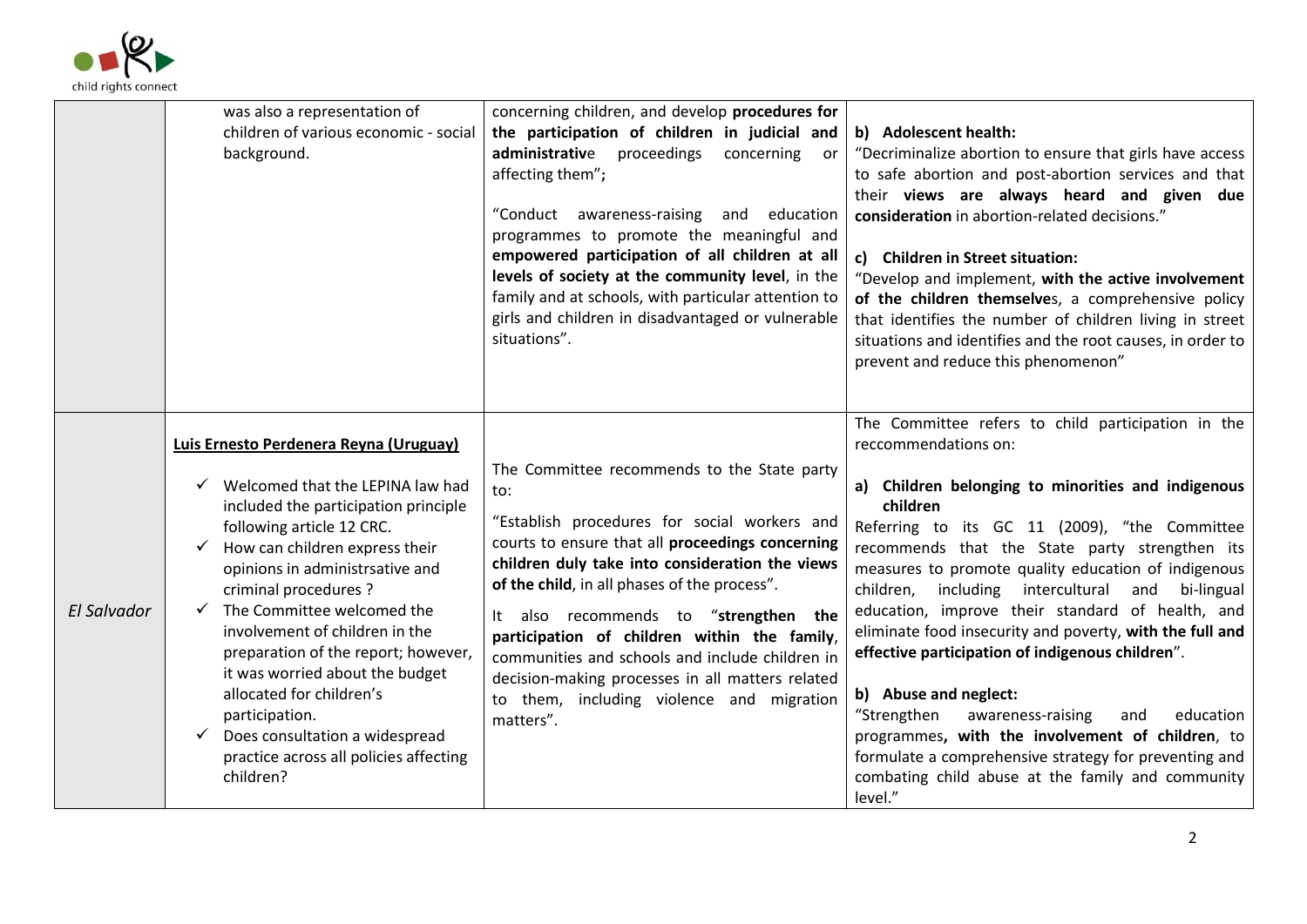| | | | |
|---|---|---|---|
| | was also a representation of children of various economic - social background. | concerning children, and develop **procedures for the participation of children in judicial and administrative** proceedings concerning or affecting them";<br><br>"Conduct awareness-raising and education programmes to promote the meaningful and **empowered participation of all children at all levels of society at the community level**, in the family and at schools, with particular attention to girls and children in disadvantaged or vulnerable situations". | **b) Adolescent health:**<br>"Decriminalize abortion to ensure that girls have access to safe abortion and post-abortion services and that their **views are always heard and given due consideration** in abortion-related decisions."<br><br>**c) Children in Street situation:**<br>"Develop and implement, **with the active involvement of the children themselves**, a comprehensive policy that identifies the number of children living in street situations and identifies and the root causes, in order to prevent and reduce this phenomenon" |
| *El Salvador* | **Luis Ernesto Perdenera Reyna (Uruguay)**<br><br>✓ Welcomed that the LEPINA law had included the participation principle following article 12 CRC.<br>✓ How can children express their opinions in administrsative and criminal procedures ?<br>✓ The Committee welcomed the involvement of children in the preparation of the report; however, it was worried about the budget allocated for children's participation.<br>✓ Does consultation a widespread practice across all policies affecting children? | The Committee recommends to the State party to:<br>"Establish procedures for social workers and courts to ensure that all **proceedings concerning children duly take into consideration the views of the child**, in all phases of the process".<br>It also recommends to "**strengthen the participation of children within the family**, communities and schools and include children in decision-making processes in all matters related to them, including violence and migration matters". | The Committee refers to child participation in the reccommendations on:<br><br>**a) Children belonging to minorities and indigenous children**<br>Referring to its GC 11 (2009), "the Committee recommends that the State party strengthen its measures to promote quality education of indigenous children, including intercultural and bi-lingual education, improve their standard of health, and eliminate food insecurity and poverty, **with the full and effective participation of indigenous children**".<br><br>**b) Abuse and neglect:**<br>"Strengthen awareness-raising and education programmes**, with the involvement of children**, to formulate a comprehensive strategy for preventing and combating child abuse at the family and community level." |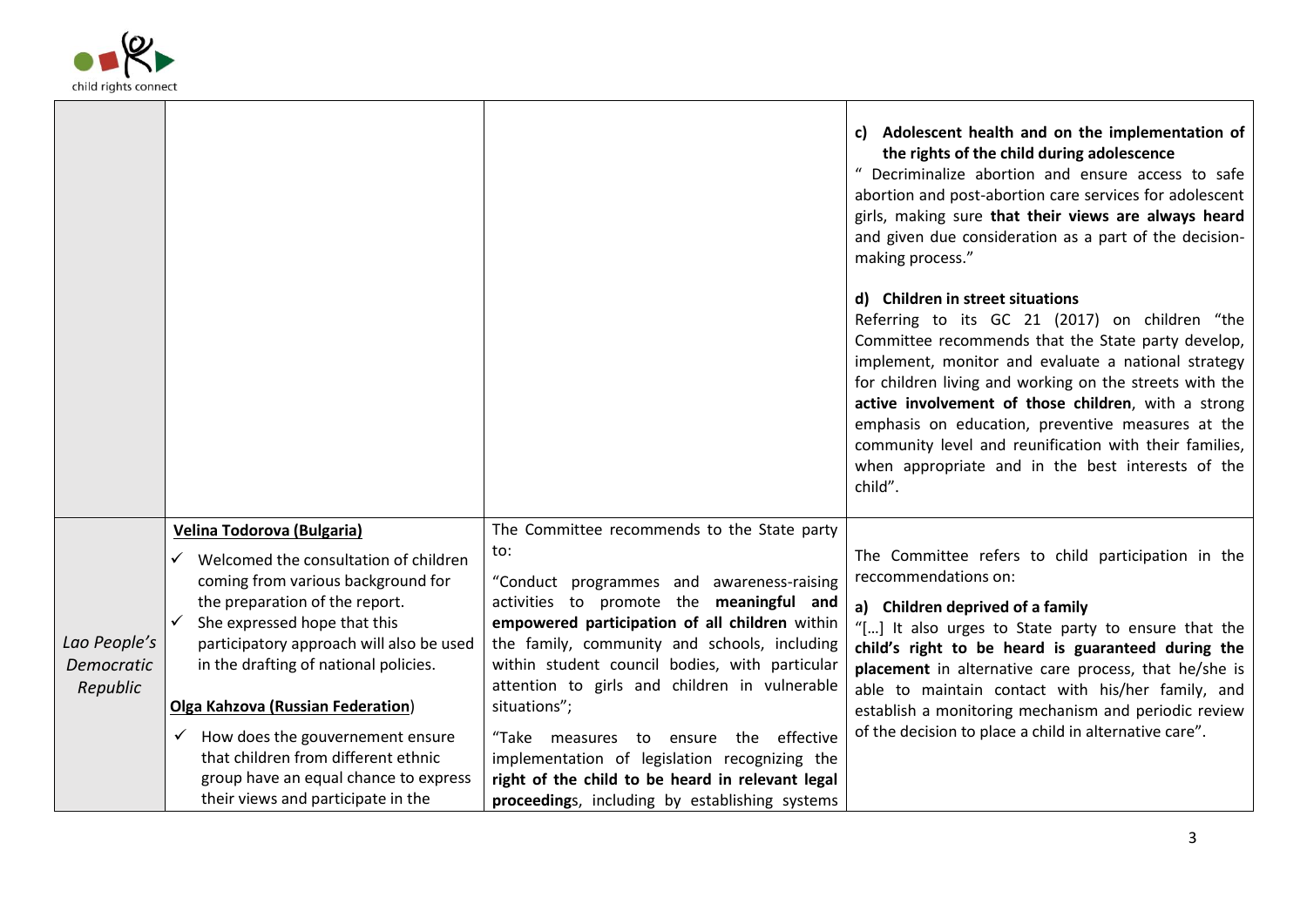| | | | |
|---|---|---|---|
| | | | **c) Adolescent health and on the implementation of the rights of the child during adolescence**<br>" Decriminalize abortion and ensure access to safe abortion and post-abortion care services for adolescent girls, making sure **that their views are always heard** and given due consideration as a part of the decision-making process."<br><br>**d) Children in street situations**<br>Referring to its GC 21 (2017) on children "the Committee recommends that the State party develop, implement, monitor and evaluate a national strategy for children living and working on the streets with the **active involvement of those children**, with a strong emphasis on education, preventive measures at the community level and reunification with their families, when appropriate and in the best interests of the child". |
| *Lao People's Democratic Republic* | **Velina Todorova (Bulgaria)**<br>✓ Welcomed the consultation of children coming from various background for the preparation of the report.<br>✓ She expressed hope that this participatory approach will also be used in the drafting of national policies.<br><br>**Olga Kahzova (Russian Federation)**<br>✓ How does the gouvernement ensure that children from different ethnic group have an equal chance to express their views and participate in the | The Committee recommends to the State party to:<br>"Conduct programmes and awareness-raising activities to promote the **meaningful and empowered participation of all children** within the family, community and schools, including within student council bodies, with particular attention to girls and children in vulnerable situations";<br>"Take measures to ensure the effective implementation of legislation recognizing the **right of the child to be heard in relevant legal proceedings**, including by establishing systems | The Committee refers to child participation in the reccommendations on:<br>**a) Children deprived of a family**<br>"[…] It also urges to State party to ensure that the **child's right to be heard is guaranteed during the placement** in alternative care process, that he/she is able to maintain contact with his/her family, and establish a monitoring mechanism and periodic review of the decision to place a child in alternative care". |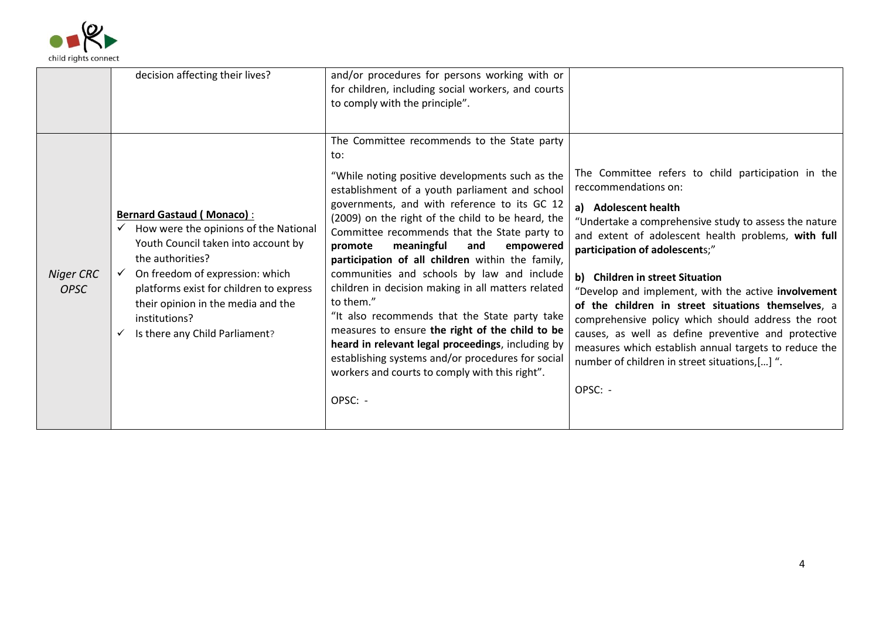| | | | |
|---|---|---|---|
| | decision affecting their lives? | and/or procedures for persons working with or for children, including social workers, and courts to comply with the principle". | |
| *Niger CRC OPSC* | **Bernard Gastaud ( Monaco)** :<br>✓ How were the opinions of the National Youth Council taken into account by the authorities?<br>✓ On freedom of expression: which platforms exist for children to express their opinion in the media and the institutions?<br>✓ Is there any Child Parliament? | The Committee recommends to the State party to:<br>"While noting positive developments such as the establishment of a youth parliament and school governments, and with reference to its GC 12 (2009) on the right of the child to be heard, the Committee recommends the State party to **promote meaningful and empowered participation of all children** within the family, communities and schools by law and include children in decision making in all matters related to them."<br>"It also recommends that the State party take measures to ensure **the right of the child to be heard in relevant legal proceedings**, including by establishing systems and/or procedures for social workers and courts to comply with this right".<br>OPSC: - | The Committee refers to child participation in the reccommendations on:<br>**a) Adolescent health**<br>"Undertake a comprehensive study to assess the nature and extent of adolescent health problems, **with full participation of adolescent**s;"<br>**b) Children in street Situation**<br>"Develop and implement, with the active **involvement of the children in street situations themselves**, a comprehensive policy which should address the root causes, as well as define preventive and protective measures which establish annual targets to reduce the number of children in street situations,[…] ".<br>OPSC: - |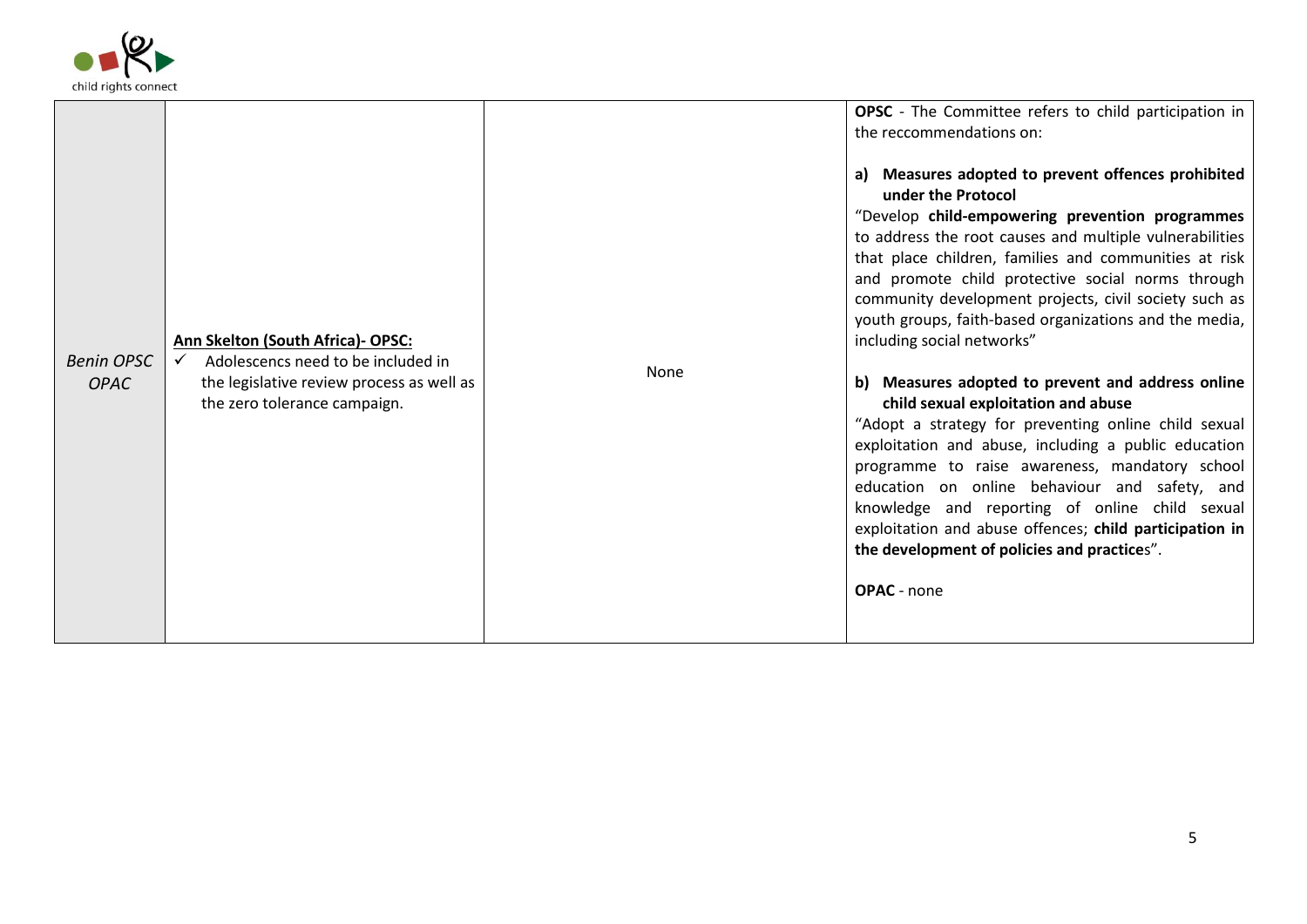| *Benin OPSC OPAC* | **Ann Skelton (South Africa)- OPSC:**<br>✓ Adolescencs need to be included in the legislative review process as well as the zero tolerance campaign. | None | **OPSC** - The Committee refers to child participation in the reccommendations on:<br><br>**a) Measures adopted to prevent offences prohibited under the Protocol**<br>"Develop **child-empowering prevention programmes** to address the root causes and multiple vulnerabilities that place children, families and communities at risk and promote child protective social norms through community development projects, civil society such as youth groups, faith-based organizations and the media, including social networks"<br><br>**b) Measures adopted to prevent and address online child sexual exploitation and abuse**<br>"Adopt a strategy for preventing online child sexual exploitation and abuse, including a public education programme to raise awareness, mandatory school education on online behaviour and safety, and knowledge and reporting of online child sexual exploitation and abuse offences; **child participation in the development of policies and practice**s".<br><br>**OPAC** - none |
|---|---|---|---|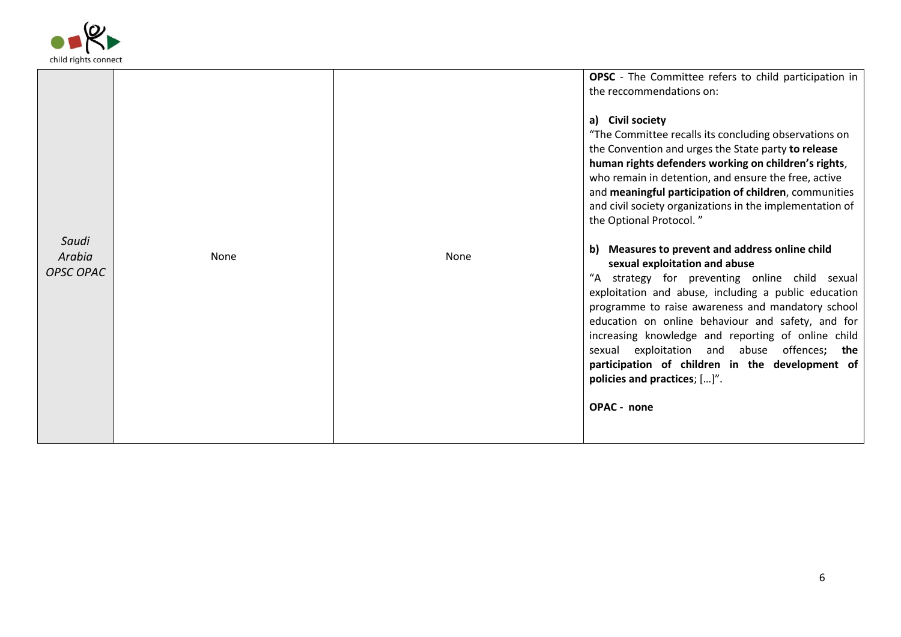| | | | |
|---|---|---|---|
| *Saudi Arabia OPSC OPAC* | None | None | **OPSC** - The Committee refers to child participation in the reccommendations on:<br><br>**a) Civil society**<br>"The Committee recalls its concluding observations on the Convention and urges the State party **to release human rights defenders working on children's rights**, who remain in detention, and ensure the free, active and **meaningful participation of children**, communities and civil society organizations in the implementation of the Optional Protocol. "<br><br>**b) Measures to prevent and address online child sexual exploitation and abuse**<br>"A strategy for preventing online child sexual exploitation and abuse, including a public education programme to raise awareness and mandatory school education on online behaviour and safety, and for increasing knowledge and reporting of online child sexual exploitation and abuse offences**; the participation of children in the development of policies and practices**; […]".<br><br>**OPAC - none** |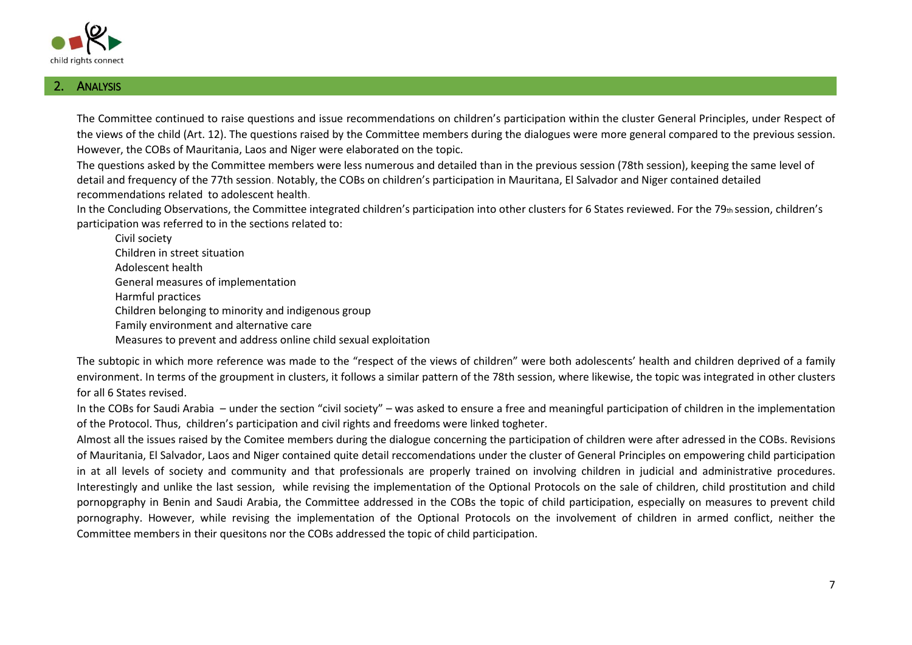## 2. ANALYSIS

The Committee continued to raise questions and issue recommendations on children's participation within the cluster General Principles, under Respect of the views of the child (Art. 12). The questions raised by the Committee members during the dialogues were more general compared to the previous session. However, the COBs of Mauritania, Laos and Niger were elaborated on the topic.

The questions asked by the Committee members were less numerous and detailed than in the previous session (78th session), keeping the same level of detail and frequency of the 77th session. Notably, the COBs on children's participation in Mauritana, El Salvador and Niger contained detailed recommendations related to adolescent health.

In the Concluding Observations, the Committee integrated children's participation into other clusters for 6 States reviewed. For the 79th session, children's participation was referred to in the sections related to:

- Civil society
- Children in street situation
- Adolescent health
- General measures of implementation
- Harmful practices
- Children belonging to minority and indigenous group
- Family environment and alternative care
- Measures to prevent and address online child sexual exploitation

The subtopic in which more reference was made to the "respect of the views of children" were both adolescents' health and children deprived of a family environment. In terms of the groupment in clusters, it follows a similar pattern of the 78th session, where likewise, the topic was integrated in other clusters for all 6 States revised.

In the COBs for Saudi Arabia – under the section "civil society" – was asked to ensure a free and meaningful participation of children in the implementation of the Protocol. Thus, children's participation and civil rights and freedoms were linked togheter.

Almost all the issues raised by the Comitee members during the dialogue concerning the participation of children were after adressed in the COBs. Revisions of Mauritania, El Salvador, Laos and Niger contained quite detail reccomendations under the cluster of General Principles on empowering child participation in at all levels of society and community and that professionals are properly trained on involving children in judicial and administrative procedures. Interestingly and unlike the last session, while revising the implementation of the Optional Protocols on the sale of children, child prostitution and child pornopgraphy in Benin and Saudi Arabia, the Committee addressed in the COBs the topic of child participation, especially on measures to prevent child pornography. However, while revising the implementation of the Optional Protocols on the involvement of children in armed conflict, neither the Committee members in their quesitons nor the COBs addressed the topic of child participation.